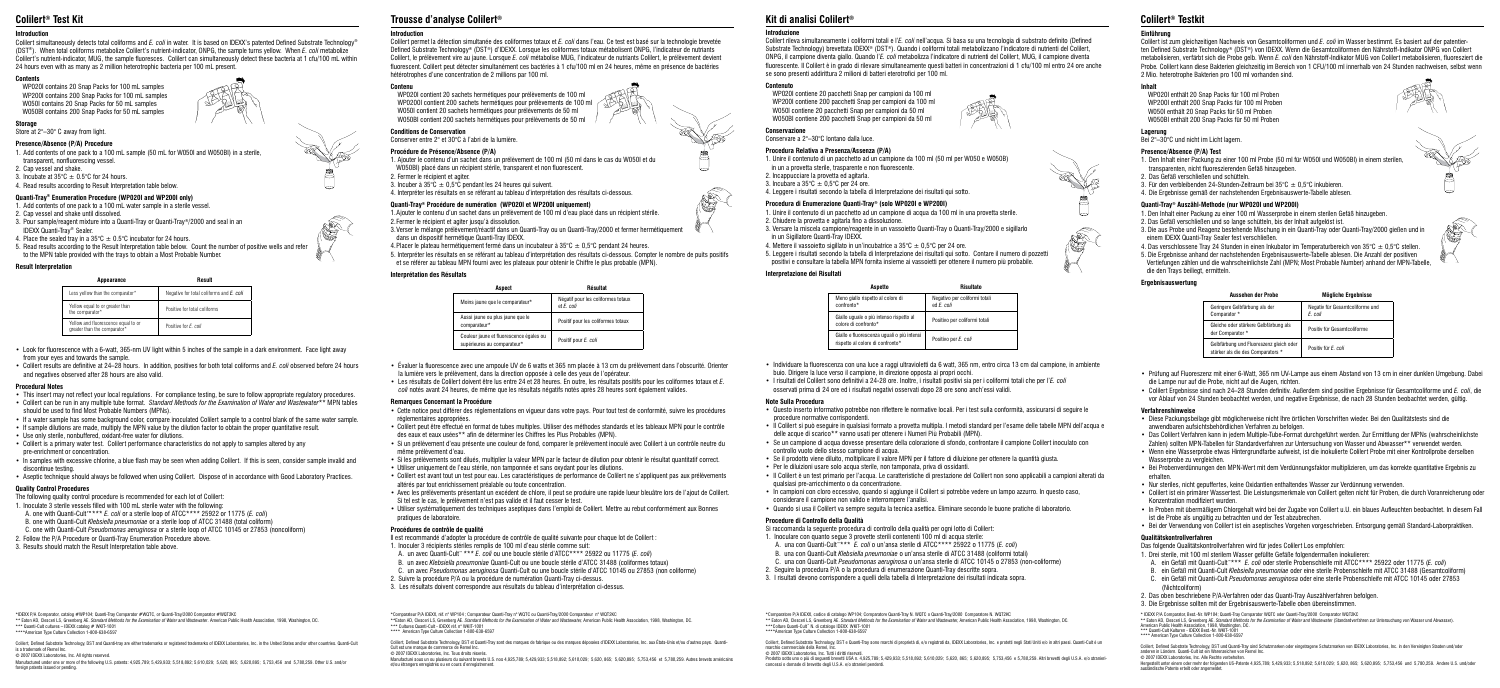# Colilert® Test Kit

## Introduction

Colilert simultaneously detects total coliforms and *E. coli* in water. It is based on IDEXX's patented Defined Substrate Technology® (DST®). When total coliforms metabolize Colilert's nutrient-indicator, ONPG, the sample turns yellow. When *E. coli* metabolize Colilert's nutrient-indicator, MUG, the sample fluoresces. Colilert can simultaneously detect these bacteria at 1 cfu/100 mL within 24 hours even with as many as 2 million heterotrophic bacteria per 100 mL present.

## Contents

WP020I contains 20 Snap Packs for 100 mL samples
WP200I contains 200 Snap Packs for 100 mL samples
W050I contains 20 Snap Packs for 50 mL samples
W050BI contains 200 Snap Packs for 50 mL samples

## Storage

Store at 2°–30° C away from light.

## Presence/Absence (P/A) Procedure

1. Add contents of one pack to a 100 mL sample (50 mL for W050I and W050BI) in a sterile, transparent, nonfluorescing vessel.
2. Cap vessel and shake.
3. Incubate at 35°C ± 0.5°C for 24 hours.
4. Read results according to Result Interpretation table below.

## Quanti-Tray® Enumeration Procedure (WP020I and WP200I only)

1. Add contents of one pack to a 100 mL water sample in a sterile vessel.
2. Cap vessel and shake until dissolved.
3. Pour sample/reagent mixture into a Quanti-Tray® or Quanti-Tray®/2000 and seal in an IDEXX Quanti-Tray® Sealer.
4. Place the sealed tray in a 35°C ± 0.5°C incubator for 24 hours.
5. Read results according to the Result Interpretation table below. Count the number of positive wells and refer to the MPN table provided with the trays to obtain a Most Probable Number.

## Result Interpretation

| Appearance | Result |
|---|---|
| Less yellow than the comparator* | Negative for total coliforms and *E. coli* |
| Yellow equal to or greater than the comparator* | Positive for total coliforms |
| Yellow and fluorescence equal to or greater than the comparator* | Positive for *E. coli* |

- Look for fluorescence with a 6-watt, 365-nm UV light within 5 inches of the sample in a dark environment. Face light away from your eyes and towards the sample.
- Colilert results are definitive at 24–28 hours. In addition, positives for both total coliforms and *E. coli* observed before 24 hours and negatives observed after 28 hours are also valid.

## Procedural Notes

- This insert may not reflect your local regulations. For compliance testing, be sure to follow appropriate regulatory procedures.
- Colilert can be run in any multiple tube format. *Standard Methods for the Examination of Water and Wastewater*** MPN tables should be used to find Most Probable Numbers (MPNs).
- If a water sample has some background color, compare inoculated Colilert sample to a control blank of the same water sample.
- If sample dilutions are made, multiply the MPN value by the dilution factor to obtain the proper quantitative result.
- Use only sterile, nonbuffered, oxidant-free water for dilutions.
- Colilert is a primary water test. Colilert performance characteristics do not apply to samples altered by any pre-enrichment or concentration.
- In samples with excessive chlorine, a blue flash may be seen when adding Colilert. If this is seen, consider sample invalid and discontinue testing.
- Aseptic technique should always be followed when using Colilert. Dispose of in accordance with Good Laboratory Practices.

## Quality Control Procedures

The following quality control procedure is recommended for each lot of Colilert:

1. Inoculate 3 sterile vessels filled with 100 mL sterile water with the following:
   A. one with Quanti-Cult**** *E. coli* or a sterile loop of ATCC**** 25922 or 11775 (*E. coli*)
   B. one with Quanti-Cult *Klebsiella pneumoniae* or a sterile loop of ATCC 31488 (total coliform)
   C. one with Quanti-Cult *Pseudomonas aeruginosa* or a sterile loop of ATCC 10145 or 27853 (noncoliform)
2. Follow the P/A Procedure or Quanti-Tray Enumeration Procedure above.
3. Results should match the Result Interpretation table above.

*IDEXX P/A Comparator, catalog #WP104; Quanti-Tray Comparator #WQTC, or Quanti-Tray/2000 Comparator #WQT2KC
** Eaton AD, Clesceri LS, Greenberg AE. *Standard Methods for the Examination of Water and Wastewater*. American Public Health Association, 1998, Washington DC.
*** Quanti-Cult cultures—IDEXX catalog # WKIT-1001
****American Type Culture Collection 1-800-638-6597

Colilert, Defined Substrate Technology, DST, Quanti-Tray and Quanti-Tray are either trademarks or registered trademarks of IDEXX Laboratories, Inc. in the United States and/or other countries. Quanti-Cult is a trademark of Remel Inc.
© 2007 IDEXX Laboratories, Inc. All rights reserved.
Manufactured under one or more of the following U.S. patents: 4,925,789; 5,429,933; 5,518,892; 5,610,029; 5,620,865; 5,620,895; 5,753,456 and 5,780,259. Other U.S. and/or foreign patents issued or pending.

# Trousse d'analyse Colilert®

## Introduction

Colilert permet la détection simultanée des coliformes totaux et *E. coli* dans l'eau. Ce test est basé sur la technologie brevetée Defined Substrate Technology® (DST®) d'IDEXX. Lorsque les coliformes totaux métabolisent ONPG, l'indicateur de nutriments Colilert, le prélèvement vire au jaune. Lorsque *E. coli* métabolise MUG, l'indicateur de nutriments Colilert, le prélèvement devient fluorescent. Colilert peut détecter simultanément ces bactéries à 1 cfu/100 ml en 24 heures, même en présence de bactéries hétérotrophes d'une concentration de 2 millions par 100 ml.

## Contenu

WP020I contient 20 sachets hermétiques pour prélèvements de 100 ml
WP200I contient 200 sachets hermétiques pour prélèvements de 100 ml
W050I contient 20 sachets hermétiques pour prélèvements de 50 ml
W050BI contient 200 sachets hermétiques pour prélèvements de 50 ml

## Conditions de Conservation

Conserver entre 2° et 30°C à l'abri de la lumière.

## Procédure de Présence/Absence (P/A)

1. Ajouter le contenu d'un sachet dans un prélèvement de 100 ml (50 ml dans le cas du W050I et du W050BI) placé dans un récipient stérile, transparent et non fluorescent.
2. Fermer le récipient et agiter.
3. Incuber à 35°C ± 0,5°C pendant les 24 heures qui suivent.
4. Interpréter les résultats en se référant au tableau d'interprétation des résultats ci-dessous.

## Quanti-Tray® Procédure de numération (WP020I et WP200I uniquement)

1. Ajouter le contenu d'un sachet dans un prélèvement de 100 ml d'eau placé dans un récipient stérile.
2. Fermer le récipient et agiter jusqu'à dissolution.
3. Verser le mélange prélèvement/réactif dans un Quanti-Tray ou un Quanti-Tray/2000 et fermer hermétiquement dans un dispositif hermétique Quanti-Tray IDEXX.
4. Placer le plateau hermétiquement fermé dans un incubateur à 35°C ± 0,5°C pendant 24 heures.
5. Interpréter les résultats en se référant au tableau d'interprétation des résultats ci-dessous. Compter le nombre de puits positifs et se référer au tableau MPN fourni avec les plateaux pour obtenir le Chiffre le plus probable (MPN).

## Interprétation des Résultats

| Aspect | Résultat |
|---|---|
| Moins jaune que le comparateur* | Négatif pour les coliformes totaux et *E. coli* |
| Aussi jaune ou plus jaune que le comparateur* | Positif pour les coliformes totaux |
| Couleur jaune et fluorescence égales ou supérieures au comparateur* | Positif pour *E. coli* |

- Évaluer la fluorescence avec une ampoule UV de 6 watts et 365 nm placée à 13 cm du prélèvement dans l'obscurité. Orienter la lumière vers le prélèvement, dans la direction opposée à celle des yeux de l'opérateur.
- Les résultats de Colilert doivent être lus entre 24 et 28 heures. En outre, les résultats positifs pour les coliformes totaux et *E. coli* notés avant 24 heures, de même que les résultats négatifs notés après 28 heures sont également valides.

## Remarques Concernant la Procédure

- Cette notice peut différer des réglementations en vigueur dans votre pays. Pour tout test de conformité, suivre les procédures réglementaires appropriées.
- Colilert peut être effectué en format de tubes multiples. Utiliser des méthodes standards et les tableaux MPN pour le contrôle des eaux et eaux usées** afin de déterminer les Chiffres les Plus Probables (MPN).
- Si un prélèvement d'eau présente une couleur de fond, comparer le prélèvement inoculé avec Colilert à un contrôle neutre du même prélèvement d'eau.
- Si les prélèvements sont dilués, multiplier la valeur MPN par le facteur de dilution pour obtenir le résultat quantitatif correct.
- Utiliser uniquement de l'eau stérile, non tamponnée et sans oxydant pour les dilutions.
- Colilert est avant tout un test pour eau. Les caractéristiques de performance de Colilert ne s'appliquent pas aux prélèvements altérés par tout enrichissement préalable ou toute concentration.
- Avec les prélèvements présentant un excédent de chlore, il peut se produire une rapide lueur bleuâtre lors de l'ajout de Colilert. Si tel est le cas, le prélèvement n'est pas valide et il faut cesser le test.
- Utiliser systématiquement des techniques aseptiques dans l'emploi de Colilert. Mettre au rebut conformément aux Bonnes pratiques de laboratoire.

## Procédures de contrôle de qualité

Il est recommandé d'adopter la procédure de contrôle de qualité suivante pour chaque lot de Colilert :

1. Inoculer 3 récipients stériles remplis de 100 ml d'eau stérile comme suit:
   A. un avec Quanti-Cult*** *E. coli* ou une boucle stérile d'ATCC**** 25922 ou 11775 (*E. coli*)
   B. un avec *Klebsiella pneumoniae* Quanti-Cult ou une boucle stérile d'ATCC 31488 (coliformes totaux)
   C. un avec *Pseudomonas aeruginosa* Quanti-Cult ou une boucle stérile d'ATCC 10145 ou 27853 (non coliforme)
2. Suivre la procédure P/A ou la procédure de numération Quanti-Tray ci-dessus.
3. Les résultats doivent correspondre aux résultats du tableau d'interprétation ci-dessus.

*Comparateur P/A IDEXX, réf. n° WP104 ; Comparateur Quanti-Tray n° WQTC ou Quanti-Tray/2000 Comparateur n° WQT2KC
** Eaton AD, Clesceri LS, Greenberg AE. *Standard Methods for the Examination of Water and Wastewater*. American Public Health Association, 1998, Washington DC.
*** Cultures Quanti-Cult - IDEXX réf. n° WKIT-1001
**** American Type Culture Collection 1-800-638-6597

Colilert, Defined Substrate Technology, DST et Quanti-Tray sont des marques de fabrique ou des marques déposées d'IDEXX Laboratories, Inc. aux Etats-Unis et/ou d'autres pays. Quanti-Cult est une marque de commerce de Remel Inc.
© 2007 IDEXX Laboratories, Inc. Tous droits réservés.
Manufacturé sous un ou plusieurs du suivant brevets U.S nos 4,925,789; 5,429,933; 5,518,892; 5,610,029; 5,620,865; 5,620,895; 5,753,456 et 5,780,259. Autres brevets américains et/ou étrangers enregistrés ou en cours d'enregistrement.

# Kit di analisi Colilert®

## Introduzione

Colilert rileva simultaneamente i coliformi totali e l'*E. coli* nell'acqua. Si basa su una tecnologia di substrato definito (Defined Substrate Technology) brevettata IDEXX® (DST®). Quando i coliformi totali metabolizzano l'indicatore di nutrienti del Colilert, ONPG, il campione diventa giallo. Quando l'*E. coli* metabolizza l'indicatore di nutrienti del Colilert, MUG, il campione diventa fluorescente. Colilert è in grado di rilevare simultaneamente questi batteri in concentrazioni di 1 CFU/100 ml entro 24 ore anche se sono presenti addirittura 2 milioni di batteri eterotrofici per 100 ml.

## Contenuto

WP020I contiene 20 pacchetti Snap per campioni da 100 ml
WP200I contiene 200 pacchetti Snap per campioni da 100 ml
W050I contiene 20 pacchetti Snap per campioni da 50 ml
W050BI contiene 200 pacchetti Snap per campioni da 50 ml

## Conservazione

Conservare a 2°–30°C lontano dalla luce.

## Procedura Relativa a Presenza/Assenza (P/A)

1. Unire il contenuto di un pacchetto ad un campione da 100 ml (50 ml per W050 e W050B) in un a provetta sterile, trasparente e non fluorescente.
2. Incappucciare la provetta ed agitarla.
3. Incubare a 35°C ± 0,5°C per 24 ore.
4. Leggere i risultati secondo la tabella d'Interpretazione dei risultati qui sotto.

## Procedura di Enumerazione Quanti-Tray® (solo WP020I e WP200I)

1. Unire il contenuto di un pacchetto ad un campione di acqua da 100 ml in una provetta sterile.
2. Chiudere la provetta e agitarla fino a dissoluzione.
3. Versare la miscela campione/reagente in un vassoietto Quanti-Tray o Quanti-Tray/2000 e sigillarlo in un Sigillatore Quanti-Tray IDEXX.
4. Mettere il vassoietto sigillato in un'incubatrice a 35°C ± 0,5°C per 24 ore.
5. Leggere i risultati secondo la tabella di Interpretazione dei risultati qui sotto. Contare il numero di pozzetti positivi e consultare la tabella MPN fornita insieme ai vassoietti per ottenere il numero più probabile.

## Interpretazione dei Risultati

| Aspetto | Risultato |
|---|---|
| Meno giallo rispetto al colore di confronto* | Negativo per coliformi totali ed *E. coli* |
| Giallo uguale o più intenso rispetto al colore di confronto* | Positivo per coliformi totali |
| Giallo e fluorescenza uguali o più intensi rispetto al colore di confronto* | Positivo per *E. coli* |

- Individuare la fluorescenza con una luce a raggi ultravioletti da 6 watt, 365 nm, entro circa 13 cm dal campione, in ambiente buio. Dirigere la luce verso il campione, in direzione opposta ai propri occhi.
- I risultati del Colilert sono definitivi a 24-28 ore. Inoltre, i risultati positivi sia per i coliformi totali che per l'*E. coli* osservati prima di 24 ore ed i risultati negativi osservati dopo 28 ore sono anch'essi validi.

## Note Sulla Procedura

- Questo inserto informativo potrebbe non riflettere le normative locali. Per i test sulla conformità, assicurarsi di seguire le procedure normative corrispondenti.
- Il Colilert si può eseguire in qualsiasi formato a provetta multipla. I metodi standard per l'esame delle tabelle MPN dell'acqua e delle acque di scarico** vanno usati per ottenere i Numeri Più Probabili (MPN).
- Se un campione di acqua dovesse presentare della colorazione di sfondo, confrontare il campione Colilert inoculato con controllo vuoto dello stesso campione di acqua.
- Se il prodotto viene diluito, moltiplicare il valore MPN per il fattore di diluizione per ottenere la quantità giusta.
- Per le diluizioni usare solo acqua sterile, non tamponata, priva di ossidanti.
- Il Colilert è un test primario per l'acqua. Le caratteristiche di prestazione del Colilert non sono applicabili a campioni alterati da qualsiasi pre-arricchimento o da concentrazione.
- In campioni con cloro eccessivo, quando si aggiunge il Colilert si potrebbe vedere un lampo azzurro. In questo caso, considerare il campione non valido e interrompere l'analisi.
- Quando si usa il Colilert va sempre seguita la tecnica asettica. Eliminare secondo le buone pratiche di laboratorio.

## Procedure di Controllo della Qualità

Si raccomanda la seguente procedura di controllo della qualità per ogni lotto di Colilert:

1. Inoculare con quanto segue 3 provette sterili contenenti 100 ml di acqua sterile:
   A. una con Quanti-Cult*** *E. coli* od un'ansa sterile di ATCC**** 25922 o 11775 (*E. coli*)
   B. una con Quanti-Cult *Klebsiella pneumoniae* o un'ansa sterile di ATCC 31488 (coliformi totali)
   C. una con Quanti-Cult *Pseudomonas aeruginosa* o un'ansa sterile di ATCC 10145 o 27853 (non-coliforme)
2. Seguire la procedura P/A o la procedura di enumerazione Quanti-Tray descritte sopra.
3. I risultati devono corrispondere a quelli della tabella di Interpretazione dei risultati indicata sopra.

*Comparatore P/A IDEXX, codice di catalogo WP104; Comparatore Quanti-Tray N. WQTC o Quanti-Tray/2000 Comparatore N. WQT2KC
** Eaton AD, Clesceri LS, Greenberg AE. *Standard Methods for the Examination of Water and Wastewater*, American Public Health Association, 1998, Washington DC.
***Colture Quanti-Cult - N. di catalogo IDEXX WKIT-1001
****American Type Culture Collection 1-800-638-6597

Colilert, Defined Substrate Technology, DST e Quanti-Tray sono marchi di proprietà di, o in registrati da, IDEXX Laboratories, Inc. e prodotti negli Stati Uniti e/o in altri paesi. Quanti-Cult è un marchio commerciale della Remel, Inc.
© 2007 IDEXX Laboratories, Inc. Tutti i diritti riservati.
Prodotto sotto uno o più di seguenti brevetti USA n. 4,925,789; 5,429,933; 5,518,892; 5,610,029; 5,620,865; 5,620,895; 5,753,456 e 5,780,259. Altri brevetti degli U.S.A. e/o stranieri concessi o domande di brevetto degli U.S.A. e/o stranieri pendenti.

# Colilert® Testkit

## Einführung

Colilert ist zum gleichzeitigen Nachweis von Gesamtcoliformen und *E. coli* im Wasser bestimmt. Es basiert auf der patentierten Defined Substrate Technology® (DST®) von IDEXX. Wenn die Gesamtcoliformen den Nährstoff-Indikator ONPG von Colilert metabolisieren, verfärbt sich die Probe gelb. Wenn *E. coli* den Nährstoff-Indikator MUG von Colilert metabolisieren, fluoresziert die Probe. Colilert kann diese Bakterien gleichzeitig im Bereich von 1 CFU/100 ml innerhalb von 24 Stunden nachweisen, selbst wenn 2 Mio. heterotrophe Bakterien pro 100 ml vorhanden sind.

## Inhalt

WP020I enthält 20 Snap Packs für 100 ml Proben
WP200I enthält 200 Snap Packs für 100 ml Proben
W050I enthält 20 Snap Packs für 50 ml Proben
W050BI enthält 200 Snap Packs für 50 ml Proben

## Lagerung

Bei 2°–30°C und nicht im Licht lagern.

## Presence/Absence (P/A) Test

1. Den Inhalt einer Packung zu einer 100 ml Probe (50 ml für W050I and W050BI) in einem sterilen, transparenten, nicht fluoreszierenden Gefäß hinzugeben.
2. Das Gefäß verschließen und schütteln.
3. Für den verbleibenden 24-Stunden-Zeitraum bei 35°C ± 0,5°C inkubieren.
4. Die Ergebnisse gemäß der nachstehenden Ergebnisauswerte-Tabelle ablesen.

## Quanti-Tray® Auszähl-Methode (nur WP020I und WP200I)

1. Den Inhalt einer Packung einer 100 ml Wasserprobe in einem sterilen Gefäß hinzugeben.
2. Das Gefäß verschließen und so lange schütteln, bis der Inhalt aufgelöst ist.
3. Die aus Probe und Reagenz bestehende Mischung in ein Quanti-Tray oder Quanti-Tray/2000 gießen und in einem IDEXX Quanti-Tray Sealer fest verschließen.
4. Das verschlossene Tray 24 Stunden in einen Inkubator im Temperaturbereich von 35°C ± 0,5°C stellen.
5. Die Ergebnisse anhand der nachstehenden Ergebnisauswerte-Tabelle ablesen. Die Anzahl der positiven Vertiefungen zählen und die wahrscheinlichste Zahl (MPN; Most Probable Number) anhand der MPN-Tabelle, die den Trays beiliegt, ermitteln.

## Ergebnisauswertung

| Aussehen der Probe | Mögliche Ergebnisse |
|---|---|
| Geringere Gelbfärbung als der Comparator * | Negativ für Gesamtcoliforme und *E. coli* |
| Gleiche oder stärkere Gelbfärbung als der Comparator * | Positiv für Gesamtcoliforme |
| Gelbfärbung und Fluoreszenz gleich oder stärker als die des Comparators * | Positiv für *E. coli* |

- Prüfung auf Fluoreszenz mit einer 6-Watt, 365 nm UV-Lampe aus einem Abstand von 13 cm in einer dunklen Umgebung. Dabei die Lampe nur auf die Probe, nicht auf die Augen, richten.
- Colilert Ergebnisse sind nach 24–28 Stunden definitiv. Außerdem sind positive Ergebnisse für Gesamtcoliforme und *E. coli*, die vor Ablauf von 24 Stunden beobachtet werden, und negative Ergebnisse, die nach 28 Stunden beobachtet werden, gültig.

## Verfahrenshinweise

- Diese Packungsbeilage gibt möglicherweise nicht Ihre örtlichen Vorschriften wieder. Bei den Qualitätstests sind die anwendbaren aufsichtsbehördlichen Verfahren zu befolgen.
- Das Colilert Verfahren kann in jedem Multiple-Tube-Format durchgeführt werden. Zur Ermittlung der MPNs (wahrscheinlichste Zahlen) sollten MPN-Tabellen für Standardverfahren zur Untersuchung von Wasser und Abwasser** verwendet werden.
- Wenn eine Wasserprobe etwas Hintergrundfarbe aufweist, ist die inokulierte Colilert Probe mit einer Kontrollprobe derselben Wasserprobe zu vergleichen.
- Bei Probenverdünnungen den MPN-Wert mit dem Verdünnungsfaktor multiplizieren, um das korrekte quantitative Ergebnis zu erhalten.
- Nur steriles, nicht gepuffertes, keine Oxidantien enthaltendes Wasser zur Verdünnung verwenden.
- Colilert ist ein primärer Wassertest. Die Leistungsmerkmale von Colilert gelten nicht für Proben, die durch Voranreicherung oder Konzentration modifiziert wurden.
- In Proben mit übermäßigem Chlorgehalt wird bei der Zugabe von Colilert u.U. ein blaues Aufleuchten beobachtet. In diesem Fall ist die Probe als ungültig zu betrachten und der Test abzubrechen.
- Bei der Verwendung von Colilert ist ein aseptisches Vorgehen vorgeschrieben. Entsorgung gemäß Standard-Laborpraktiken.

## Qualitätskontrollverfahren

Das folgende Qualitätskontrollverfahren wird für jedes Colilert Los empfohlen:

1. Drei sterile, mit 100 ml sterilem Wasser gefüllte Gefäße folgendermaßen inokulieren:
   A. ein Gefäß mit Quanti-Cult*** *E. coli* oder sterile Probenschleife mit ATCC**** 25922 oder 11775 (*E. coli*)
   B. ein Gefäß mit Quanti-Cult *Klebsiella pneumoniae* oder eine sterile Probenschleife mit ATCC 31488 (Gesamtcoliform)
   C. ein Gefäß mit Quanti-Cult *Pseudomonas aeruginosa* oder eine sterile Probenschleife mit ATCC 10145 oder 27853 (Nichtcoliform)
2. Das oben beschriebene P/A-Verfahren oder das Quanti-Tray Auszählverfahren befolgen.
3. Die Ergebnisse sollten mit der Ergebnisauswerte-Tabelle oben übereinstimmen.

* IDEXX P/A Comparator, Best.-Nr. WP104; Quanti-Tray Comparator WQTC oder Quanti-Tray/2000 Comparator WQT2KC
** Eaton AD, Clesceri LS, Greenberg AE. *Standard Methods for the Examination of Water and Wastewater* (Standardverfahren zur Untersuchung von Wasser und Abwasser). American Public Health Association, 1998, Washington DC.
*** Quanti-Cult Kulturen – IDEXX Best.-Nr. WKIT-1001
**** American Type Culture Collection 1-800-638-6597

Colilert, Defined Substrate Technology, DST und Quanti-Tray sind Schutzmarken oder eingetragene Schutzmarken von IDEXX Laboratories, Inc. in den Vereinigten Staaten und/oder anderen Ländern. Quanti-Cult ist ein Warenzeichen von Remel Inc.
© 2007 IDEXX Laboratories, Inc. Alle Rechte vorbehalten.
Hergestellt unter einem oder mehr der folgenden US-Patente 4,925,789; 5,429,933; 5,518,892; 5,610,029; 5,620,865; 5,620,895; 5,753,456 und 5,780,259. Andere U.S. und/oder ausländische Patente erteilt oder angemeldet.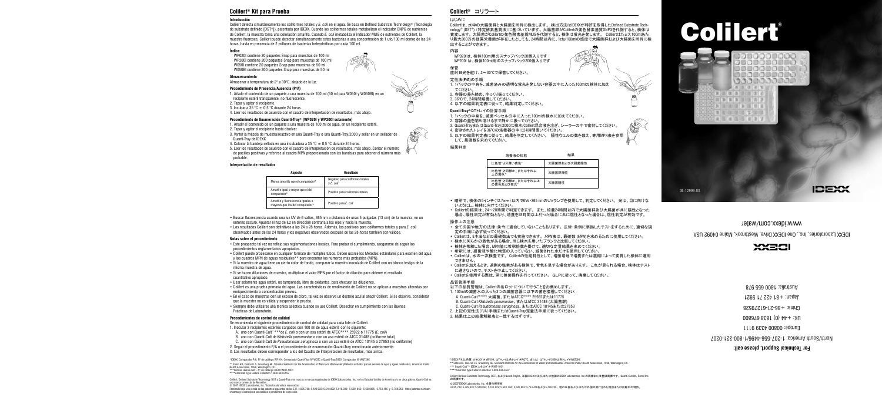# Colilert® Kit para Prueba

## Introducción

Colilert detecta simultáneamente los coliformes totales y *E. coli* en el agua. Se basa en Defined Substrate Technology® (Tecnología de substrato definido [DST®]), patentada por IDEXX. Cuando los coliformes totales metabolizan el indicador ONPG de nutrientes de Colilert, la muestra toma una coloración amarilla. Cuando *E. coli* metaboliza el indicador MUG de nutrientes de Colilert, la muestra fluoresce. Colilert puede detectar simultáneamente estas bacterias a una concentración de 1 ufc/100 ml dentro de las 24 horas, hasta en presencia de 2 millones de bacterias heterotróficas por cada 100 ml.

## Índice

WP020I contiene 20 paquetes Snap para muestras de 100 ml
WP200I contiene 200 paquetes Snap para muestras de 100 ml
WP050I contiene 20 paquetes Snap para muestras de 50 ml
WP050BI contiene 200 paquetes Snap para muestras de 50 ml

## Almacenamiento

Almacenar a temperatura de 2° a 30°C, alejado de la luz.

## Procedimiento de Presencia/Ausencia (P/A)

1. Añadir el contenido de un paquete a una muestra de 100 ml (50 ml para WO50I y WO50BI) en un recipiente estéril transparente, no fluorescente.
2. Tapar y agitar el recipiente.
3. Incubar a 35 °C ± 0,5 °C durante 24 horas.
4. Leer los resultados de acuerdo con el cuadro de interpretación de resultados, más abajo.

## Procedimiento de Enumeración Quanti-Tray® (WP020I y WP200I solamente)

1. Añadir el contenido de un paquete a una muestra de 100 ml de agua, en un recipiente estéril.
2. Tapar y agitar el recipiente hasta disolver.
3. Verter la mezcla de muestra/reactivo en una Quanti-Tray o una Quanti-Tray/2000 y sellar en un sellador de Quanti-Tray de IDEXX.
4. Colocar la bandeja sellada en una incubadora a 35 °C ± 0,5 °C durante 24 horas.
5. Leer los resultados de acuerdo con el cuadro de interpretación de resultados, más abajo. Contar el número de pocillos positivos y referirse al cuadro MPN proporcionado con las bandejas para obtener el número más probable.

## Interpretación de resultados

| Aspecto | Resultado |
|---|---|
| Menos amarillo que el comparador* | Negativo para coliformes totales y *E. coli* |
| Amarillo igual o mejor que el del comparador* | Positivo para coliformes totales |
| Amarillo y fluorescencia iguales o mayores que los del comparador* | Positivo para *E. coli* |

- Buscar fluorescencia usando una luz UV de 6 vatios, 365 nm a distancia de unas 5 pulgadas (13 cm) de la muestra, en un entorno oscuro. Apuntar el haz de luz en dirección contraria a los ojos y hacia la muestra.
- Los resultados Colilert son definitivos a las 24 a 28 horas. Además, los positivos para coliformes totales y para *E. coli* observados antes de las 24 horas y los negativos observados después de las 28 horas también son válidos.

## Notas sobre el procedimiento

- Este prospecto tal vez no refleje sus reglamentaciones locales. Para probar el cumplimiento, asegurarse de seguir los procedimientos reglamentarios apropiados.
- Colilert puede procesarse en cualquier formato de múltiples tubos. Deben usarse los Métodos estándares para examen del agua y los cuadros MPN de aguas residuales** para encontrar los números más probables (MPN).
- Si la muestra de agua tiene un cierto color de fondo, comparar la muestra inoculada de Colilert con un blanco testigo de la misma muestra de agua.
- Si se hacen diluciones de muestra, multiplicar el valor MPN por el factor de dilución para obtener el resultado cuantitativo apropiado.
- Usar solamente agua estéril, no tamponada, libre de oxidantes, para efectuar las diluciones.
- Colilert es una prueba primaria del agua. Las características de rendimiento de Colilert no se aplican a muestras alteradas por enriquecimiento o concentración previos.
- En el caso de muestras con un exceso de cloro, tal vez se observe un destello azul al añadir Colilert. Si se observa, considerar que la muestra no es válida y suspender la prueba.
- Siempre debe utilizarse una técnica aséptica cuando se use Colilert. Desechar en cumplimiento con las Buenas Prácticas de Laboratorio.

## Procedimientos de control de calidad

Se recomienda el siguiente procedimiento de control de calidad para cada lote de Colilert:

1. Inocular 3 recipientes estériles cargados con 100 ml de agua estéril, con lo siguiente:
   A. uno con Quanti-Cult*** de *E. coli* o con un asa estéril de ATCC**** 25922 o 11775 (*E. coli*)
   B. uno con Quanti-Cult de *Klebsiella pneumoniae* o con un asa estéril de ATCC 31488 (coliforme total)
   C. uno con Quanti-Cult de *Pseudomonas aeruginosa* o con un asa estéril de ATCC 10145 o 27853 (no coliforme)
2. Seguir el procedimiento P/A o el procedimiento de enumeración Quanti-Tray mencionado anteriormente.
3. Los resultados deben corresponder a los del Cuadro de Interpretación de resultados, más arriba.

*IDEXX Comparador P/A, N° de catálogo WP104; Comparador Quanti-Tray N° WQTC o Quanti-Tray/2000 Comparador N° WQT2KC

** Eaton AD, Clesceri LS, Greenberg AE. *Standard Methods for the Examination of Water and Wastewater* (Métodos estándar para el examen de agua y aguas residuales). American Public Health Association. 1998. Washington, DC.

*** Cultivos Quanti-Cult™ - N° de catálogo IDEXX WKIT-1001

**** American Type Culture Collection 1-800-638-6597

Colilert, Defined Substrate Technology, DST y Quanti-Tray son marcas o marcas registradas de IDEXX Laboratories, Inc. en los Estados Unidos de América y/o en otros países. Quanti-Cult es una marca comercial de Remel Inc.

© 2007 IDEXX Laboratories, Inc. Todos los derechos reservados.

Fabricado bajo una o más de las patentes siguientes de los E.U. 4,925,789; 5,429,933; 5,518,892; 5,610,029; 5,620,865; 5,620,865; 5,753,456 y 5,780,259. Otras patentes norteamericanas y/o extranjeras concedidas o pendientes de concesión.

# Colilert® コリラート

## はじめに

Colilertは、水中の大腸菌群と大腸菌を同時に検出します。検出方法はIDEXXが特許を取得したDefined Substrate Technology® (DST®)（特定酵素基質法）に基づいています。大腸菌群がColilertの発色酵素基質ONPGを代謝すると、検体は黄変します。大腸菌がColilertの発色酵素基質MUGを代謝すると、検体は蛍光を発します。Colilertはたとえ100mlあたり最大200万の従属栄養菌が存在したとしても、24時間以内に、1cfu/100mlの感度で大腸菌群および大腸菌を同時に検出することができます。

## 内容

WP020Iは、検体100ml用のスナップパック20個入りです
WP200Iは、検体100ml用のスナップパック200個入りです

## 保管

直射日光を避け、2～30°Cで保管してください。

## 定性法(P/A)の手順

1. 1パックの中身を、滅菌済みの透明な蛍光を発しない容器の中に入った100mlの検体に加えてください。
2. 容器の蓋を締め、ゆっくり振ってください。
3. 36°Cで、24時間培養してください。
4. 以下の結果判定表に従って、結果を判定してください。

## Quanti-Tray®QTトレイの計算手順

1. 1パックの中身を、滅菌ベッセルの中に入った100mlの検水に加えてください。
2. 容器の蓋を閉め溶けるまで静かに振ってください。
3. Quanti-TrayまたはQuanti-Tray/2000に検水/Colilert混合液を注ぎ、シーラーの中で密封してください。
4. 密封されたトレイを36°Cの培養器の中に24時間置いてください。
5. 以下の結果判定表に従って、結果を判定してください。陽性ウェルの数を数え、専用MPN表を参照して、最確数を求めてください。

## 結果判定

| 培養液の状態 | 結果 |
|---|---|
| 比色管*より薄い黄色* | 大腸菌群および大腸菌陰性 |
| 比色管*と同様か、またはそれ以上の黄色* | 大腸菌群陽性 |
| 比色管*と同様か、またはそれ以上の黄色および蛍光* | 大腸菌陽性 |

- 暗所で、検体の5インチ（12.7cm）以内で6W・365 nmのUVランプを使用して、判定してください。光は、目に向けないようにし、検体に向けてください。
- Colilertの結果は、24～28時間で判定できます。また、培養24時間以内で大腸菌群及び大腸菌が共に陽性となった場合、陽性判定が有効となり、培養を28時間以上行った場合に共に陰性となった場合は、陰性判定が有効です。

## 操作上の注意

- 全ての国や地方の法律・条例に適合していないこともあります。法律・条例に準拠したテストをするために、適切な規定の手順に必ず従ってください。
- Colilertは、5本法などの最確数法でも実施できます。MPN表は、最確数 (MPN)を求めるために使用してください。
- 検水に何らかの着色がある場合、同じ検水を用いたブランクと比較してください。
- 検体を希釈した場合、MPN値に希釈倍数を掛けて、適切な定量結果を求めてください。
- 希釈には、緩衝液や酸化物質の入っていない、滅菌された水だけを使用してください。
- Colilertは、水の一次検査です。Colilertの性能特性として、増菌培地で培養または濃縮によって変質した検体に適用できません。
- Colilertを加えると、過剰の塩素がある検体で、青色を呈する場合があります。これが見られる場合、検体はテストに適さないので、テストを中止してください。
- Colilertを使用する際は、常に無菌操作を行ってください。GLPに従って、廃棄してください。

## 品質管理手順

以下の品質管理は、Colilertの各ロットについて行うことをお勧めします。:

1. 100mlの滅菌水の入った3つの滅菌容器に以下の菌を接種してください:
   A. Quanti-Cult*** 大腸菌、またはATCC**** 25922または11775
   B. Quanti-Cult *Klebsiella pneumoniae*、またはATCC 31488 (大腸菌群)
   C. Quanti-Cult *Pseudomonas aeruginosa*、またはATCC 10145または27853
2. 上記の定性法(P/A)手順またはQuanti-Tray定量法手順に従ってください。
3. 結果は上の結果解釈表と一致するはずです。

*IDEXX P/A 比色管, カタログ #WP104, QTトレイ比色トレイ #WQTC, または QTトレイ2000比色トレイ#WQT2KC

** Eaton AD, Clesceri LS, Greenberg AE. *Standard Methods for the Examination of Water and Wastewater*. American Public Health Association. 1998. Washington, DC.

*** Quanti-Cult™ - IDEXX カタログ #WKIT-1001

**** American Type Culture Collection 1-800-638-6597

Colilert Defined Substrate Technology, DST、およびQuanti-Trayは、米国IDEXX、及び/または他国のIDEXX Laboratories, Inc.の商標または登録商標です。Quanti-Cultは、Remel Inc.の商標です。

© 2007 IDEXX Laboratories, Inc. 全著作権所有

4,925,789; 5,429,933; 5,518,892; 5,610,029; 5,620,865; 5,620,865; 5,753,456および5,780,259。他の米国および/または外国の発行された特許または出願中の特許。

# Colilert®

06-12999-03

**For Technical Support, please call:**

North/South America: 1-207-556-4496/1-800-321-0207
Europe: 00800 4339 9111
UK: +44 (0) 1638 676800
China: +86-21-61279528
Japan: +81 422 71 5921
Australia: 1800 655 978

IDEXX Laboratories, Inc. One IDEXX Drive, Westbrook, Maine 04092 USA
www.idexx.com/water